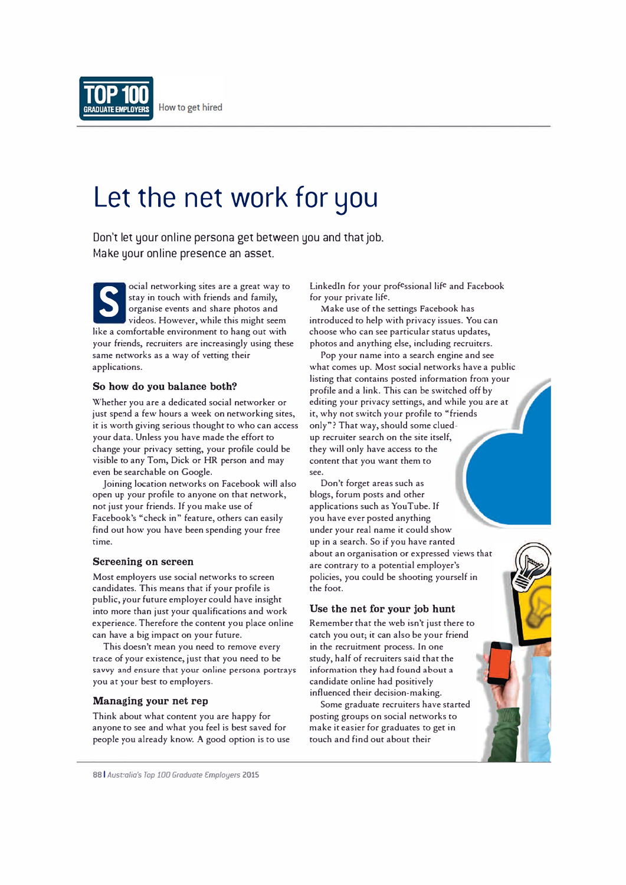# Let the net work for you

Don't let your online persona get between you and that job. Make your online presence an asset.

Social networking sites are a great way to stay in touch with friends and family, organise events and share photos and videos. However, while this might seem like a comfortable environment to hang out with your friends, recruiters are increasingly using these same networks as a way of vetting their applications.

### So how do you balance both?

Whether you are a dedicated social networker or just spend a few hours a week on networking sites, it is worth giving serious thought to who can access your data. Unless you have made the effort to change your privacy setting, your profile could be visible to any Tom, Dick or HR person and may even be searchable on Google.

Joining location networks on Facebook will also open up your profile to anyone on that network, not just your friends. If you make use of Facebook's "check in" feature, others can easily find out how you have been spending your free time.

### Screening on screen

Most employers use social networks to screen candidates. This means that if your profile is public, your future employer could have insight into more than just your qualifications and work experience. Therefore the content you place online can have a big impact on your future.

This doesn't mean you need to remove every trace of your existence, just that you need to be savvy and ensure that your online persona portrays you at your best to employers.

### Managing your net rep

Think about what content you are happy for anyone to see and what you feel is best saved for people you already know. A good option is to use LinkedIn for your professional life and Facebook for your private life.

Make use of the settings Facebook has introduced to help with privacy issues. You can choose who can see particular status updates, photos and anything else, including recruiters.

Pop your name into a search engine and see what comes up. Most social networks have a public listing that contains posted information from your profile and a link. This can be switched off by editing your privacy settings, and while you are at it, why not switch your profile to "friends only"? That way, should some clued-up recruiter search on the site itself, they will only have access to the content that you want them to see.

Don't forget areas such as blogs, forum posts and other applications such as YouTube. If you have ever posted anything under your real name it could show up in a search. So if you have ranted about an organisation or expressed views that are contrary to a potential employer's policies, you could be shooting yourself in the foot.

### Use the net for your job hunt

Remember that the web isn't just there to catch you out; it can also be your friend in the recruitment process. In one study, half of recruiters said that the information they had found about a candidate online had positively influenced their decision-making.

Some graduate recruiters have started posting groups on social networks to make it easier for graduates to get in touch and find out about their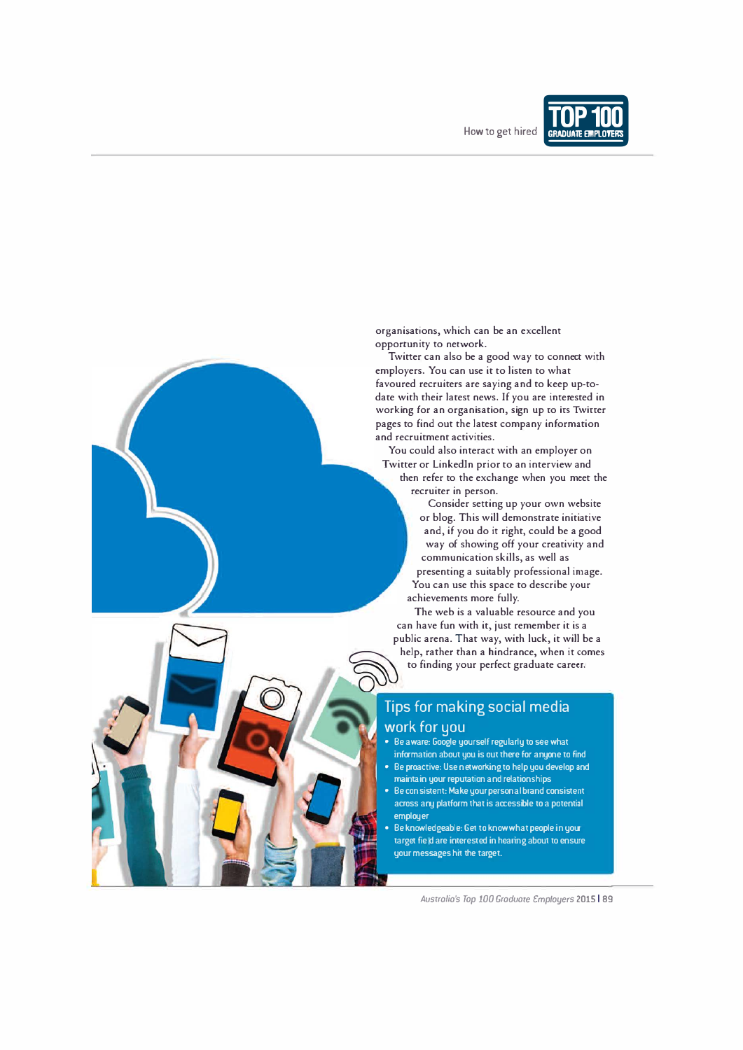organisations, which can be an excellent opportunity to network.

Twitter can also be a good way to connect with employers. You can use it to listen to what favoured recruiters are saying and to keep up-to-date with their latest news. If you are interested in working for an organisation, sign up to its Twitter pages to find out the latest company information and recruitment activities.

You could also interact with an employer on Twitter or LinkedIn prior to an interview and then refer to the exchange when you meet the recruiter in person.

Consider setting up your own website or blog. This will demonstrate initiative and, if you do it right, could be a good way of showing off your creativity and communication skills, as well as presenting a suitably professional image. You can use this space to describe your achievements more fully.

The web is a valuable resource and you can have fun with it, just remember it is a public arena. That way, with luck, it will be a help, rather than a hindrance, when it comes to finding your perfect graduate career.

## Tips for making social media work for you

- Be aware: Google yourself regularly to see what information about you is out there for anyone to find
- Be proactive: Use networking to help you develop and maintain your reputation and relationships
- Be consistent: Make your personal brand consistent across any platform that is accessible to a potential employer
- Be knowledgeable: Get to know what people in your target field are interested in hearing about to ensure your messages hit the target.